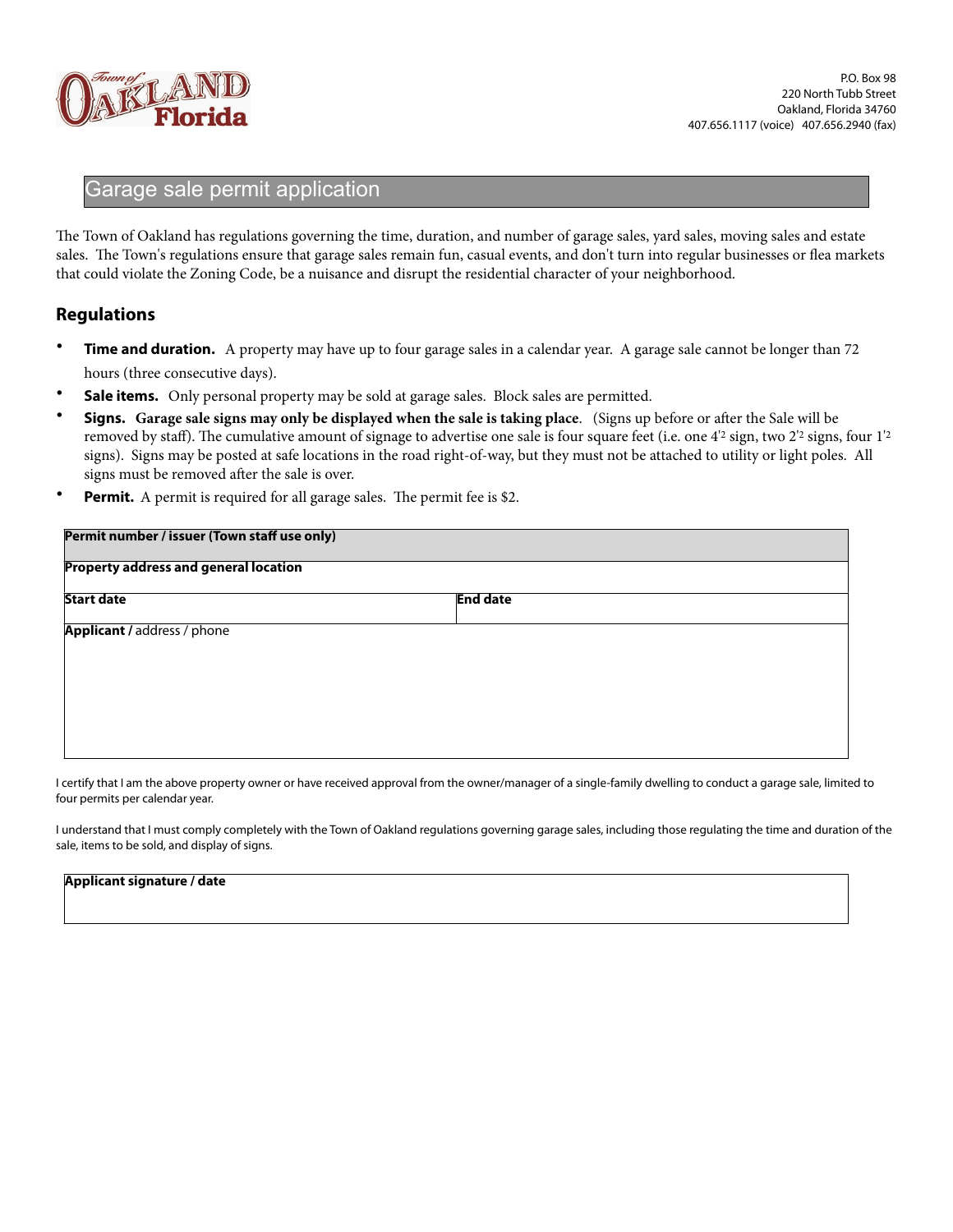P.O. Box 98
220 North Tubb Street
Oakland, Florida 34760
407.656.1117 (voice) 407.656.2940 (fax)

# Garage sale permit application

The Town of Oakland has regulations governing the time, duration, and number of garage sales, yard sales, moving sales and estate sales. The Town's regulations ensure that garage sales remain fun, casual events, and don't turn into regular businesses or flea markets that could violate the Zoning Code, be a nuisance and disrupt the residential character of your neighborhood.

## Regulations

- **Time and duration.** A property may have up to four garage sales in a calendar year. A garage sale cannot be longer than 72 hours (three consecutive days).
- **Sale items.** Only personal property may be sold at garage sales. Block sales are permitted.
- **Signs. Garage sale signs may only be displayed when the sale is taking place**. (Signs up before or after the Sale will be removed by staff). The cumulative amount of signage to advertise one sale is four square feet (i.e. one 4'[2] sign, two 2'[2] signs, four 1'[2] signs). Signs may be posted at safe locations in the road right-of-way, but they must not be attached to utility or light poles. All signs must be removed after the sale is over.
- **Permit.** A permit is required for all garage sales. The permit fee is $2.

| **Permit number / issuer (Town staff use only)** | |
|---|---|
| **Property address and general location** | |
| **Start date** | **End date** |
| **Applicant /** address / phone | |

I certify that I am the above property owner or have received approval from the owner/manager of a single-family dwelling to conduct a garage sale, limited to four permits per calendar year.

I understand that I must comply completely with the Town of Oakland regulations governing garage sales, including those regulating the time and duration of the sale, items to be sold, and display of signs.

| **Applicant signature / date** |
|---|
| |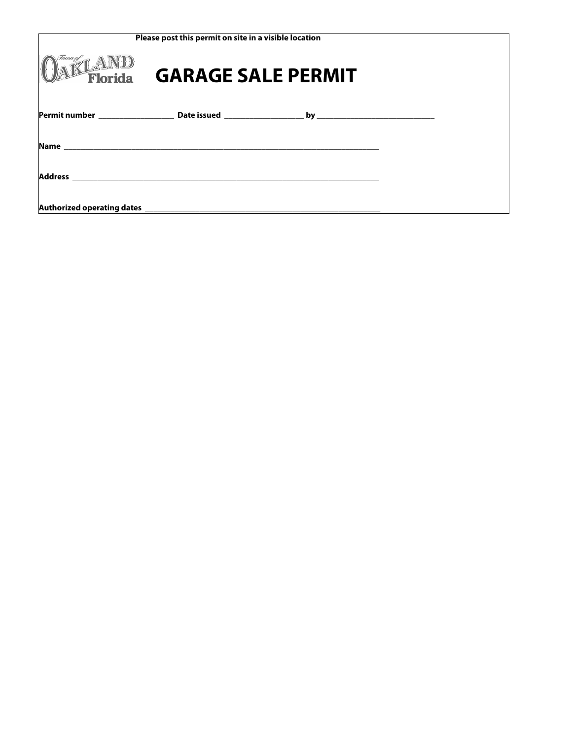**Please post this permit on site in a visible location**

Town of OAKLAND Florida

# GARAGE SALE PERMIT

**Permit number** ___________________ **Date issued** ____________________ **by** ______________________________

**Name** ________________________________________________________________________________

**Address** ______________________________________________________________________________

**Authorized operating dates** __________________________________________________________